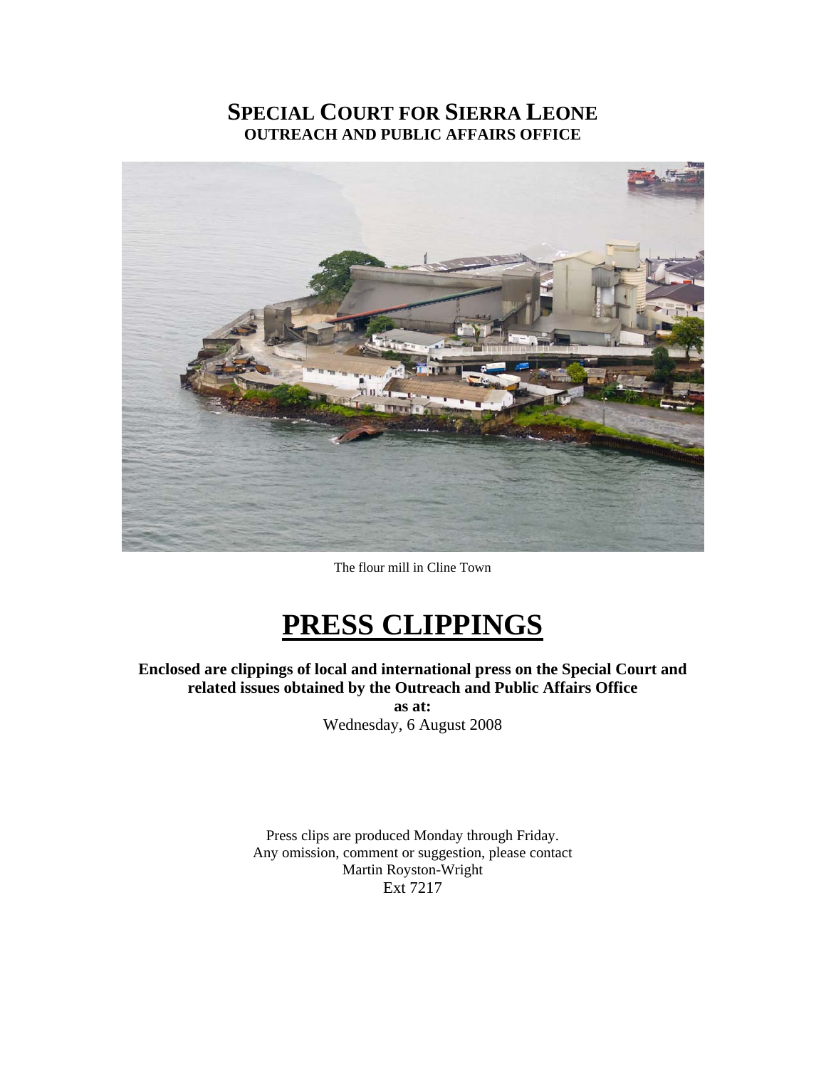# SPECIAL COURT FOR SIERRA LEONE
## OUTREACH AND PUBLIC AFFAIRS OFFICE

The flour mill in Cline Town

# PRESS CLIPPINGS

**Enclosed are clippings of local and international press on the Special Court and related issues obtained by the Outreach and Public Affairs Office**

**as at:**

Wednesday, 6 August 2008

Press clips are produced Monday through Friday.
Any omission, comment or suggestion, please contact
Martin Royston-Wright
Ext 7217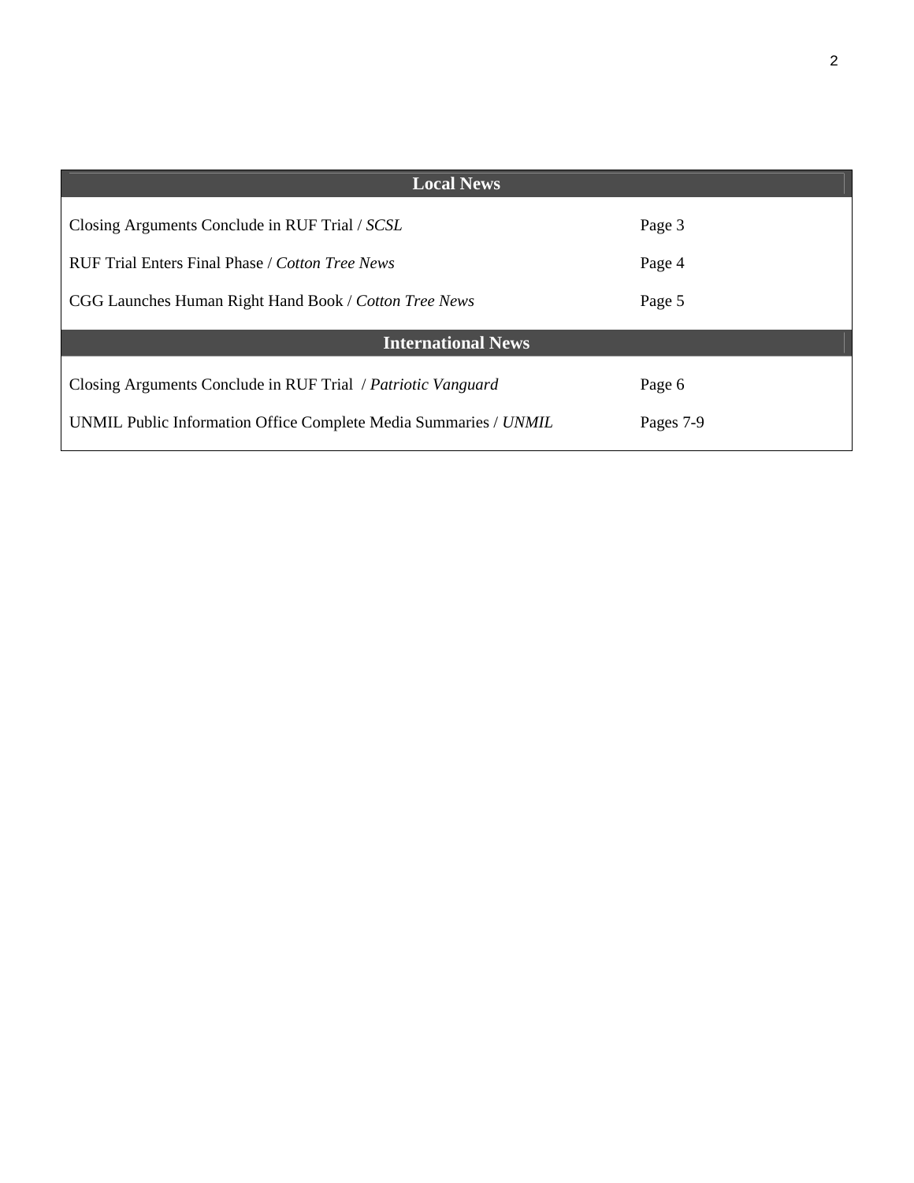| Local News | |
|---|---|
| Closing Arguments Conclude in RUF Trial / *SCSL* | Page 3 |
| RUF Trial Enters Final Phase / *Cotton Tree News* | Page 4 |
| CGG Launches Human Right Hand Book / *Cotton Tree News* | Page 5 |
| **International News** | |
| Closing Arguments Conclude in RUF Trial / *Patriotic Vanguard* | Page 6 |
| UNMIL Public Information Office Complete Media Summaries / *UNMIL* | Pages 7-9 |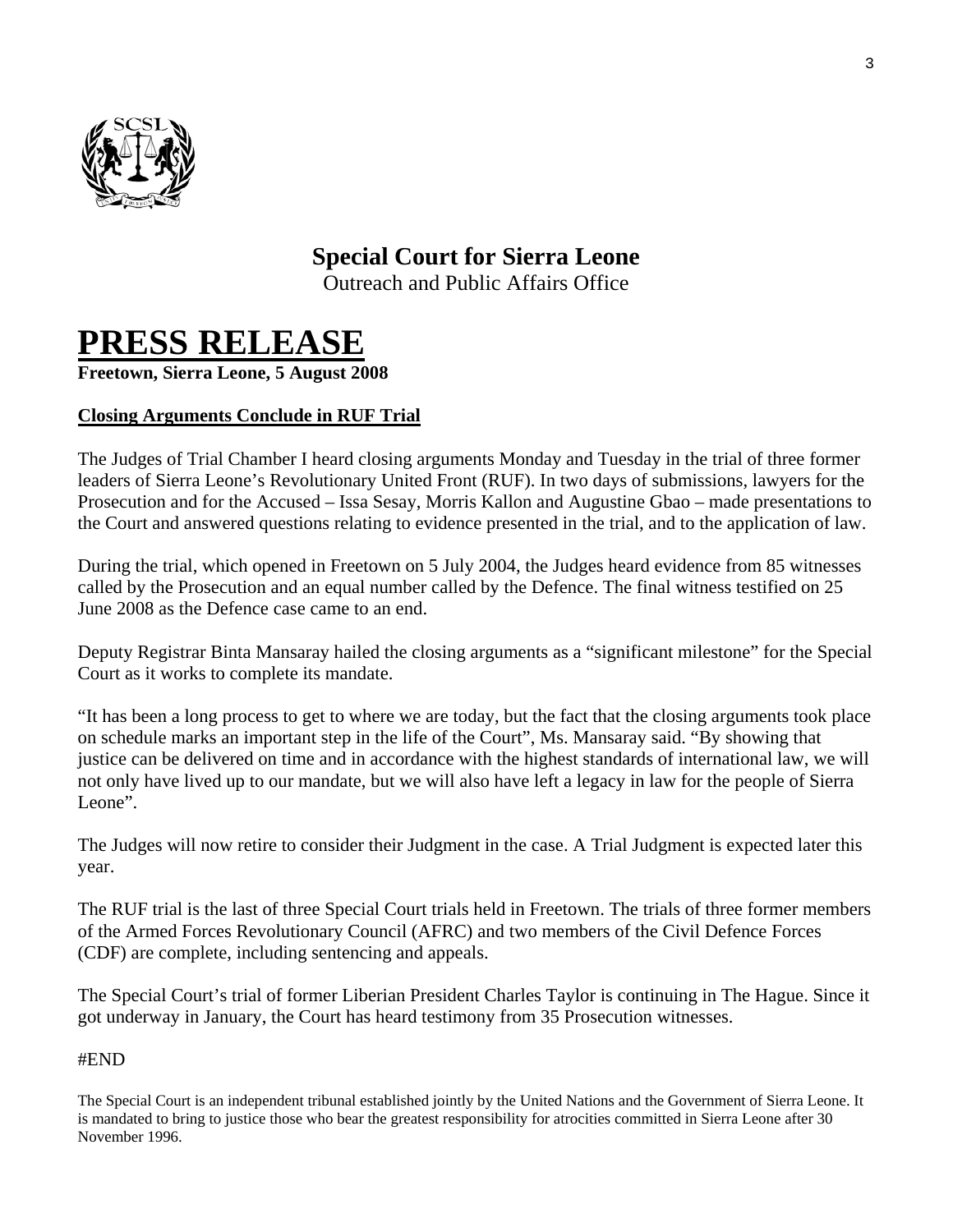# Special Court for Sierra Leone

Outreach and Public Affairs Office

# PRESS RELEASE

**Freetown, Sierra Leone, 5 August 2008**

**Closing Arguments Conclude in RUF Trial**

The Judges of Trial Chamber I heard closing arguments Monday and Tuesday in the trial of three former leaders of Sierra Leone's Revolutionary United Front (RUF). In two days of submissions, lawyers for the Prosecution and for the Accused – Issa Sesay, Morris Kallon and Augustine Gbao – made presentations to the Court and answered questions relating to evidence presented in the trial, and to the application of law.

During the trial, which opened in Freetown on 5 July 2004, the Judges heard evidence from 85 witnesses called by the Prosecution and an equal number called by the Defence. The final witness testified on 25 June 2008 as the Defence case came to an end.

Deputy Registrar Binta Mansaray hailed the closing arguments as a "significant milestone" for the Special Court as it works to complete its mandate.

"It has been a long process to get to where we are today, but the fact that the closing arguments took place on schedule marks an important step in the life of the Court", Ms. Mansaray said. "By showing that justice can be delivered on time and in accordance with the highest standards of international law, we will not only have lived up to our mandate, but we will also have left a legacy in law for the people of Sierra Leone".

The Judges will now retire to consider their Judgment in the case. A Trial Judgment is expected later this year.

The RUF trial is the last of three Special Court trials held in Freetown. The trials of three former members of the Armed Forces Revolutionary Council (AFRC) and two members of the Civil Defence Forces (CDF) are complete, including sentencing and appeals.

The Special Court's trial of former Liberian President Charles Taylor is continuing in The Hague. Since it got underway in January, the Court has heard testimony from 35 Prosecution witnesses.

#END

The Special Court is an independent tribunal established jointly by the United Nations and the Government of Sierra Leone. It is mandated to bring to justice those who bear the greatest responsibility for atrocities committed in Sierra Leone after 30 November 1996.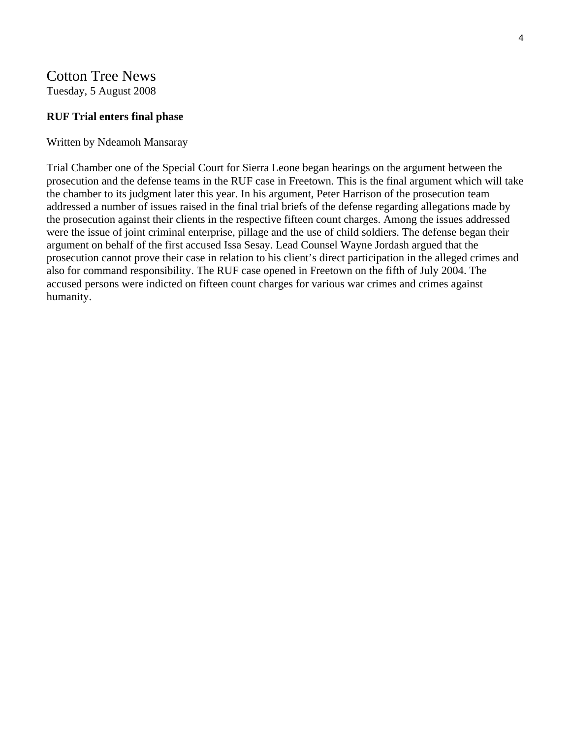# Cotton Tree News

Tuesday, 5 August 2008

**RUF Trial enters final phase**

Written by Ndeamoh Mansaray

Trial Chamber one of the Special Court for Sierra Leone began hearings on the argument between the prosecution and the defense teams in the RUF case in Freetown. This is the final argument which will take the chamber to its judgment later this year. In his argument, Peter Harrison of the prosecution team addressed a number of issues raised in the final trial briefs of the defense regarding allegations made by the prosecution against their clients in the respective fifteen count charges. Among the issues addressed were the issue of joint criminal enterprise, pillage and the use of child soldiers. The defense began their argument on behalf of the first accused Issa Sesay. Lead Counsel Wayne Jordash argued that the prosecution cannot prove their case in relation to his client's direct participation in the alleged crimes and also for command responsibility. The RUF case opened in Freetown on the fifth of July 2004. The accused persons were indicted on fifteen count charges for various war crimes and crimes against humanity.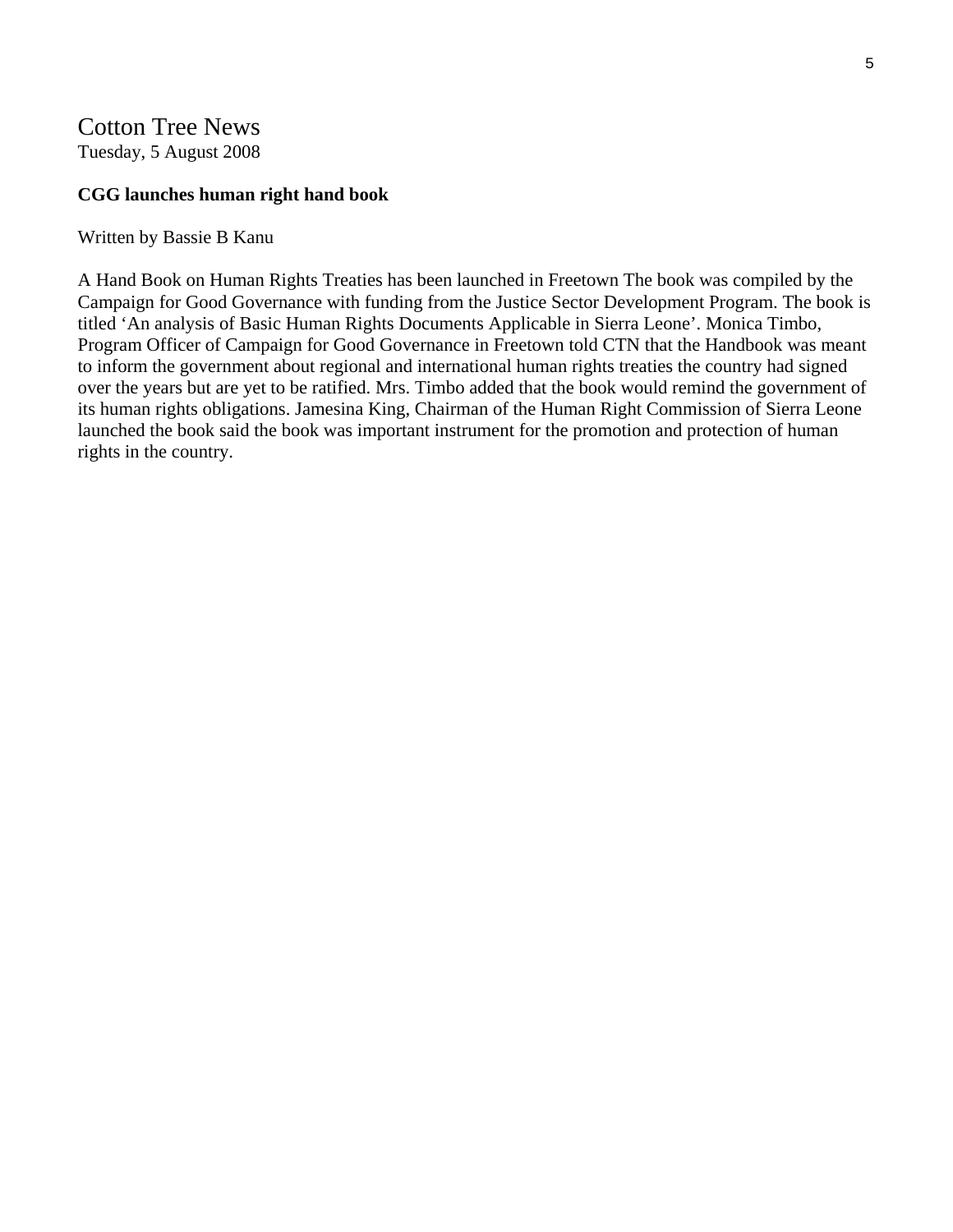# Cotton Tree News

Tuesday, 5 August 2008

**CGG launches human right hand book**

Written by Bassie B Kanu

A Hand Book on Human Rights Treaties has been launched in Freetown The book was compiled by the Campaign for Good Governance with funding from the Justice Sector Development Program. The book is titled 'An analysis of Basic Human Rights Documents Applicable in Sierra Leone'. Monica Timbo, Program Officer of Campaign for Good Governance in Freetown told CTN that the Handbook was meant to inform the government about regional and international human rights treaties the country had signed over the years but are yet to be ratified. Mrs. Timbo added that the book would remind the government of its human rights obligations. Jamesina King, Chairman of the Human Right Commission of Sierra Leone launched the book said the book was important instrument for the promotion and protection of human rights in the country.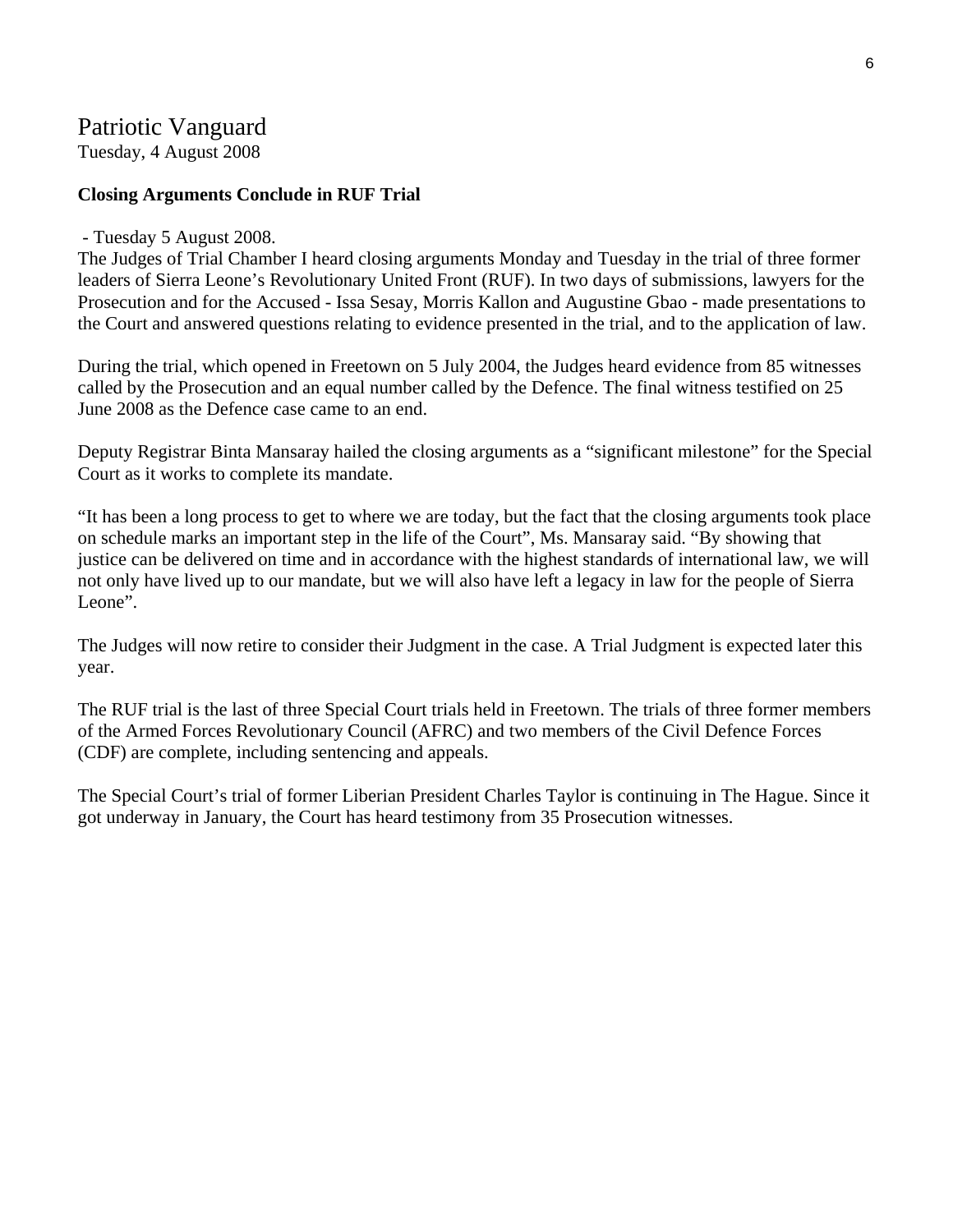# Patriotic Vanguard

Tuesday, 4 August 2008

**Closing Arguments Conclude in RUF Trial**

- Tuesday 5 August 2008.

The Judges of Trial Chamber I heard closing arguments Monday and Tuesday in the trial of three former leaders of Sierra Leone's Revolutionary United Front (RUF). In two days of submissions, lawyers for the Prosecution and for the Accused - Issa Sesay, Morris Kallon and Augustine Gbao - made presentations to the Court and answered questions relating to evidence presented in the trial, and to the application of law.

During the trial, which opened in Freetown on 5 July 2004, the Judges heard evidence from 85 witnesses called by the Prosecution and an equal number called by the Defence. The final witness testified on 25 June 2008 as the Defence case came to an end.

Deputy Registrar Binta Mansaray hailed the closing arguments as a "significant milestone" for the Special Court as it works to complete its mandate.

"It has been a long process to get to where we are today, but the fact that the closing arguments took place on schedule marks an important step in the life of the Court", Ms. Mansaray said. "By showing that justice can be delivered on time and in accordance with the highest standards of international law, we will not only have lived up to our mandate, but we will also have left a legacy in law for the people of Sierra Leone".

The Judges will now retire to consider their Judgment in the case. A Trial Judgment is expected later this year.

The RUF trial is the last of three Special Court trials held in Freetown. The trials of three former members of the Armed Forces Revolutionary Council (AFRC) and two members of the Civil Defence Forces (CDF) are complete, including sentencing and appeals.

The Special Court's trial of former Liberian President Charles Taylor is continuing in The Hague. Since it got underway in January, the Court has heard testimony from 35 Prosecution witnesses.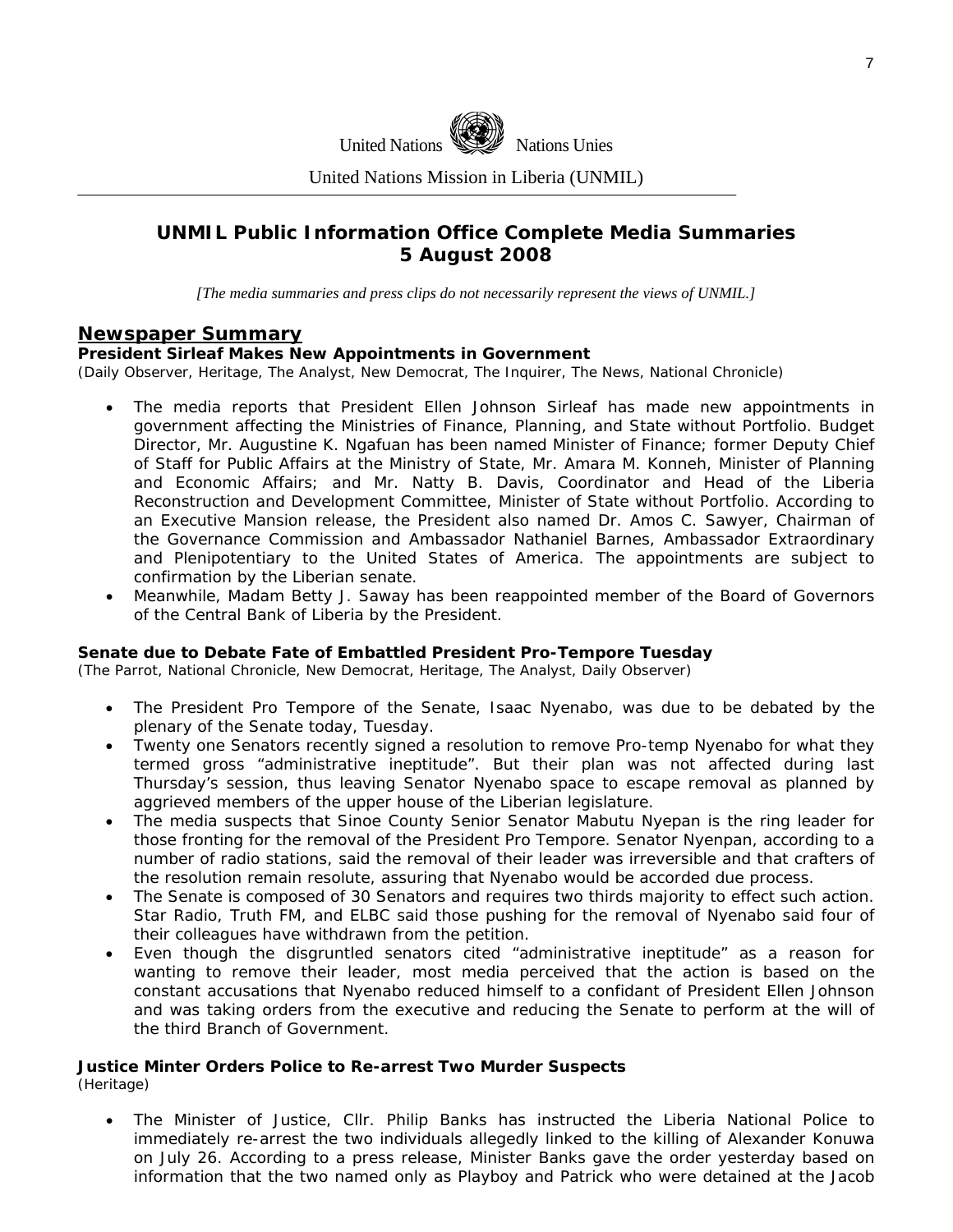United Nations Nations Unies

United Nations Mission in Liberia (UNMIL)

## UNMIL Public Information Office Complete Media Summaries
## 5 August 2008

*[The media summaries and press clips do not necessarily represent the views of UNMIL.]*

## Newspaper Summary

**President Sirleaf Makes New Appointments in Government**
(Daily Observer, Heritage, The Analyst, New Democrat, The Inquirer, The News, National Chronicle)

- The media reports that President Ellen Johnson Sirleaf has made new appointments in government affecting the Ministries of Finance, Planning, and State without Portfolio. Budget Director, Mr. Augustine K. Ngafuan has been named Minister of Finance; former Deputy Chief of Staff for Public Affairs at the Ministry of State, Mr. Amara M. Konneh, Minister of Planning and Economic Affairs; and Mr. Natty B. Davis, Coordinator and Head of the Liberia Reconstruction and Development Committee, Minister of State without Portfolio. According to an Executive Mansion release, the President also named Dr. Amos C. Sawyer, Chairman of the Governance Commission and Ambassador Nathaniel Barnes, Ambassador Extraordinary and Plenipotentiary to the United States of America. The appointments are subject to confirmation by the Liberian senate.
- Meanwhile, Madam Betty J. Saway has been reappointed member of the Board of Governors of the Central Bank of Liberia by the President.

**Senate due to Debate Fate of Embattled President Pro-Tempore Tuesday**
(The Parrot, National Chronicle, New Democrat, Heritage, The Analyst, Daily Observer)

- The President Pro Tempore of the Senate, Isaac Nyenabo, was due to be debated by the plenary of the Senate today, Tuesday.
- Twenty one Senators recently signed a resolution to remove Pro-temp Nyenabo for what they termed gross "administrative ineptitude". But their plan was not affected during last Thursday's session, thus leaving Senator Nyenabo space to escape removal as planned by aggrieved members of the upper house of the Liberian legislature.
- The media suspects that Sinoe County Senior Senator Mabutu Nyepan is the ring leader for those fronting for the removal of the President Pro Tempore. Senator Nyenpan, according to a number of radio stations, said the removal of their leader was irreversible and that crafters of the resolution remain resolute, assuring that Nyenabo would be accorded due process.
- The Senate is composed of 30 Senators and requires two thirds majority to effect such action. Star Radio, Truth FM, and ELBC said those pushing for the removal of Nyenabo said four of their colleagues have withdrawn from the petition.
- Even though the disgruntled senators cited "administrative ineptitude" as a reason for wanting to remove their leader, most media perceived that the action is based on the constant accusations that Nyenabo reduced himself to a confidant of President Ellen Johnson and was taking orders from the executive and reducing the Senate to perform at the will of the third Branch of Government.

**Justice Minter Orders Police to Re-arrest Two Murder Suspects**
(Heritage)

- The Minister of Justice, Cllr. Philip Banks has instructed the Liberia National Police to immediately re-arrest the two individuals allegedly linked to the killing of Alexander Konuwa on July 26. According to a press release, Minister Banks gave the order yesterday based on information that the two named only as Playboy and Patrick who were detained at the Jacob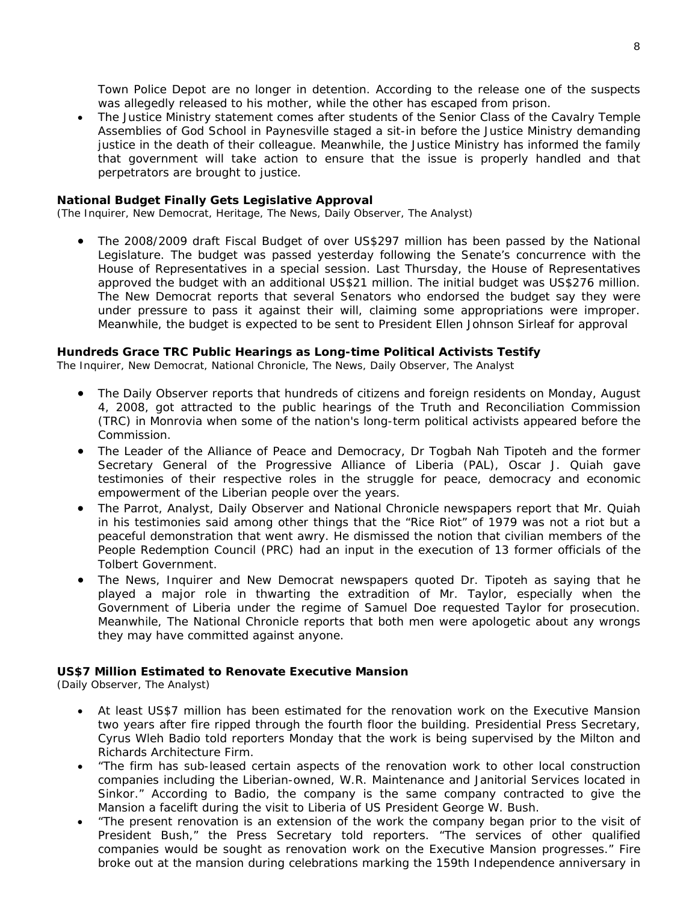Town Police Depot are no longer in detention. According to the release one of the suspects was allegedly released to his mother, while the other has escaped from prison.

- The Justice Ministry statement comes after students of the Senior Class of the Cavalry Temple Assemblies of God School in Paynesville staged a sit-in before the Justice Ministry demanding justice in the death of their colleague. Meanwhile, the Justice Ministry has informed the family that government will take action to ensure that the issue is properly handled and that perpetrators are brought to justice.

**National Budget Finally Gets Legislative Approval**
*(The Inquirer, New Democrat, Heritage, The News, Daily Observer, The Analyst)*

- The 2008/2009 draft Fiscal Budget of over US$297 million has been passed by the National Legislature. The budget was passed yesterday following the Senate's concurrence with the House of Representatives in a special session. Last Thursday, the House of Representatives approved the budget with an additional US$21 million. The initial budget was US$276 million. The New Democrat reports that several Senators who endorsed the budget say they were under pressure to pass it against their will, claiming some appropriations were improper. Meanwhile, the budget is expected to be sent to President Ellen Johnson Sirleaf for approval

**Hundreds Grace TRC Public Hearings as Long-time Political Activists Testify**
The Inquirer, New Democrat, National Chronicle, The News, Daily Observer, The Analyst

- The Daily Observer reports that hundreds of citizens and foreign residents on Monday, August 4, 2008, got attracted to the public hearings of the Truth and Reconciliation Commission (TRC) in Monrovia when some of the nation's long-term political activists appeared before the Commission.
- The Leader of the Alliance of Peace and Democracy, Dr Togbah Nah Tipoteh and the former Secretary General of the Progressive Alliance of Liberia (PAL), Oscar J. Quiah gave testimonies of their respective roles in the struggle for peace, democracy and economic empowerment of the Liberian people over the years.
- The Parrot, Analyst, Daily Observer and National Chronicle newspapers report that Mr. Quiah in his testimonies said among other things that the "Rice Riot" of 1979 was not a riot but a peaceful demonstration that went awry. He dismissed the notion that civilian members of the People Redemption Council (PRC) had an input in the execution of 13 former officials of the Tolbert Government.
- The News, Inquirer and New Democrat newspapers quoted Dr. Tipoteh as saying that he played a major role in thwarting the extradition of Mr. Taylor, especially when the Government of Liberia under the regime of Samuel Doe requested Taylor for prosecution. Meanwhile, The National Chronicle reports that both men were apologetic about any wrongs they may have committed against anyone.

**US$7 Million Estimated to Renovate Executive Mansion**
*(Daily Observer, The Analyst)*

- At least US$7 million has been estimated for the renovation work on the Executive Mansion two years after fire ripped through the fourth floor the building. Presidential Press Secretary, Cyrus Wleh Badio told reporters Monday that the work is being supervised by the Milton and Richards Architecture Firm.
- "The firm has sub-leased certain aspects of the renovation work to other local construction companies including the Liberian-owned, W.R. Maintenance and Janitorial Services located in Sinkor." According to Badio, the company is the same company contracted to give the Mansion a facelift during the visit to Liberia of US President George W. Bush.
- "The present renovation is an extension of the work the company began prior to the visit of President Bush," the Press Secretary told reporters. "The services of other qualified companies would be sought as renovation work on the Executive Mansion progresses." Fire broke out at the mansion during celebrations marking the 159th Independence anniversary in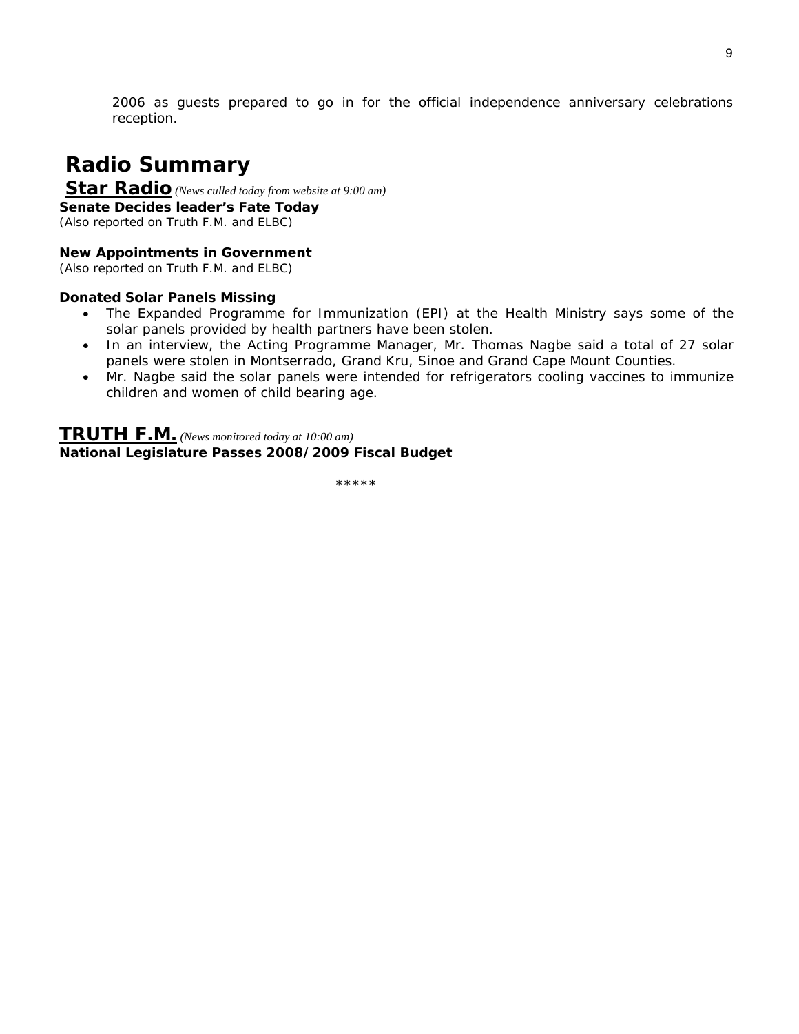2006 as guests prepared to go in for the official independence anniversary celebrations reception.

# Radio Summary

## Star Radio *(News culled today from website at 9:00 am)*

**Senate Decides leader's Fate Today**
(Also reported on Truth F.M. and ELBC)

**New Appointments in Government**
(Also reported on Truth F.M. and ELBC)

**Donated Solar Panels Missing**

- The Expanded Programme for Immunization (EPI) at the Health Ministry says some of the solar panels provided by health partners have been stolen.
- In an interview, the Acting Programme Manager, Mr. Thomas Nagbe said a total of 27 solar panels were stolen in Montserrado, Grand Kru, Sinoe and Grand Cape Mount Counties.
- Mr. Nagbe said the solar panels were intended for refrigerators cooling vaccines to immunize children and women of child bearing age.

## TRUTH F.M. *(News monitored today at 10:00 am)*

**National Legislature Passes 2008/2009 Fiscal Budget**

*****